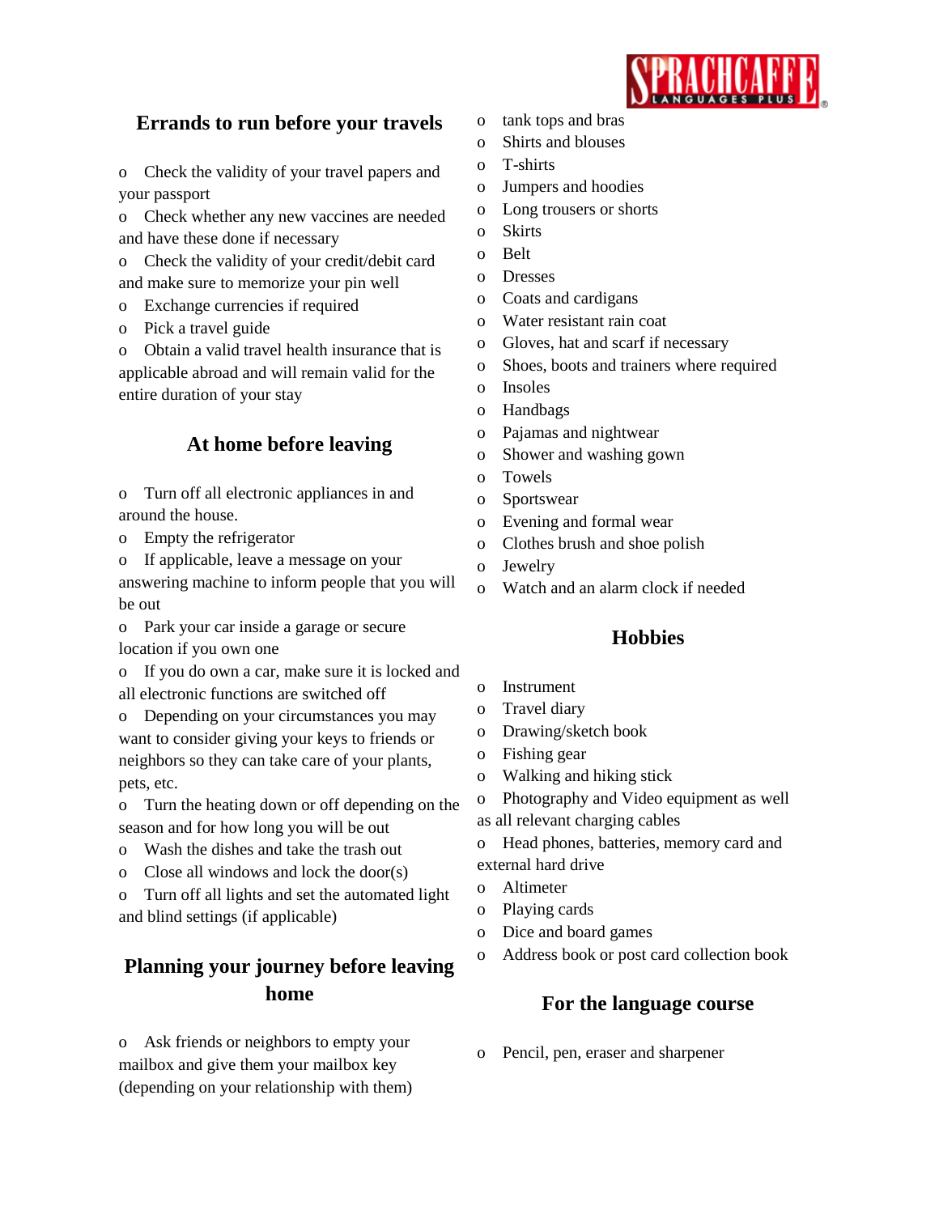## Errands to run before your travels

- Check the validity of your travel papers and your passport
- Check whether any new vaccines are needed and have these done if necessary
- Check the validity of your credit/debit card and make sure to memorize your pin well
- Exchange currencies if required
- Pick a travel guide
- Obtain a valid travel health insurance that is applicable abroad and will remain valid for the entire duration of your stay

## At home before leaving

- Turn off all electronic appliances in and around the house.
- Empty the refrigerator
- If applicable, leave a message on your answering machine to inform people that you will be out
- Park your car inside a garage or secure location if you own one
- If you do own a car, make sure it is locked and all electronic functions are switched off
- Depending on your circumstances you may want to consider giving your keys to friends or neighbors so they can take care of your plants, pets, etc.
- Turn the heating down or off depending on the season and for how long you will be out
- Wash the dishes and take the trash out
- Close all windows and lock the door(s)
- Turn off all lights and set the automated light and blind settings (if applicable)

## Planning your journey before leaving home

- Ask friends or neighbors to empty your mailbox and give them your mailbox key (depending on your relationship with them)

- tank tops and bras
- Shirts and blouses
- T-shirts
- Jumpers and hoodies
- Long trousers or shorts
- Skirts
- Belt
- Dresses
- Coats and cardigans
- Water resistant rain coat
- Gloves, hat and scarf if necessary
- Shoes, boots and trainers where required
- Insoles
- Handbags
- Pajamas and nightwear
- Shower and washing gown
- Towels
- Sportswear
- Evening and formal wear
- Clothes brush and shoe polish
- Jewelry
- Watch and an alarm clock if needed

## Hobbies

- Instrument
- Travel diary
- Drawing/sketch book
- Fishing gear
- Walking and hiking stick
- Photography and Video equipment as well as all relevant charging cables
- Head phones, batteries, memory card and external hard drive
- Altimeter
- Playing cards
- Dice and board games
- Address book or post card collection book

## For the language course

- Pencil, pen, eraser and sharpener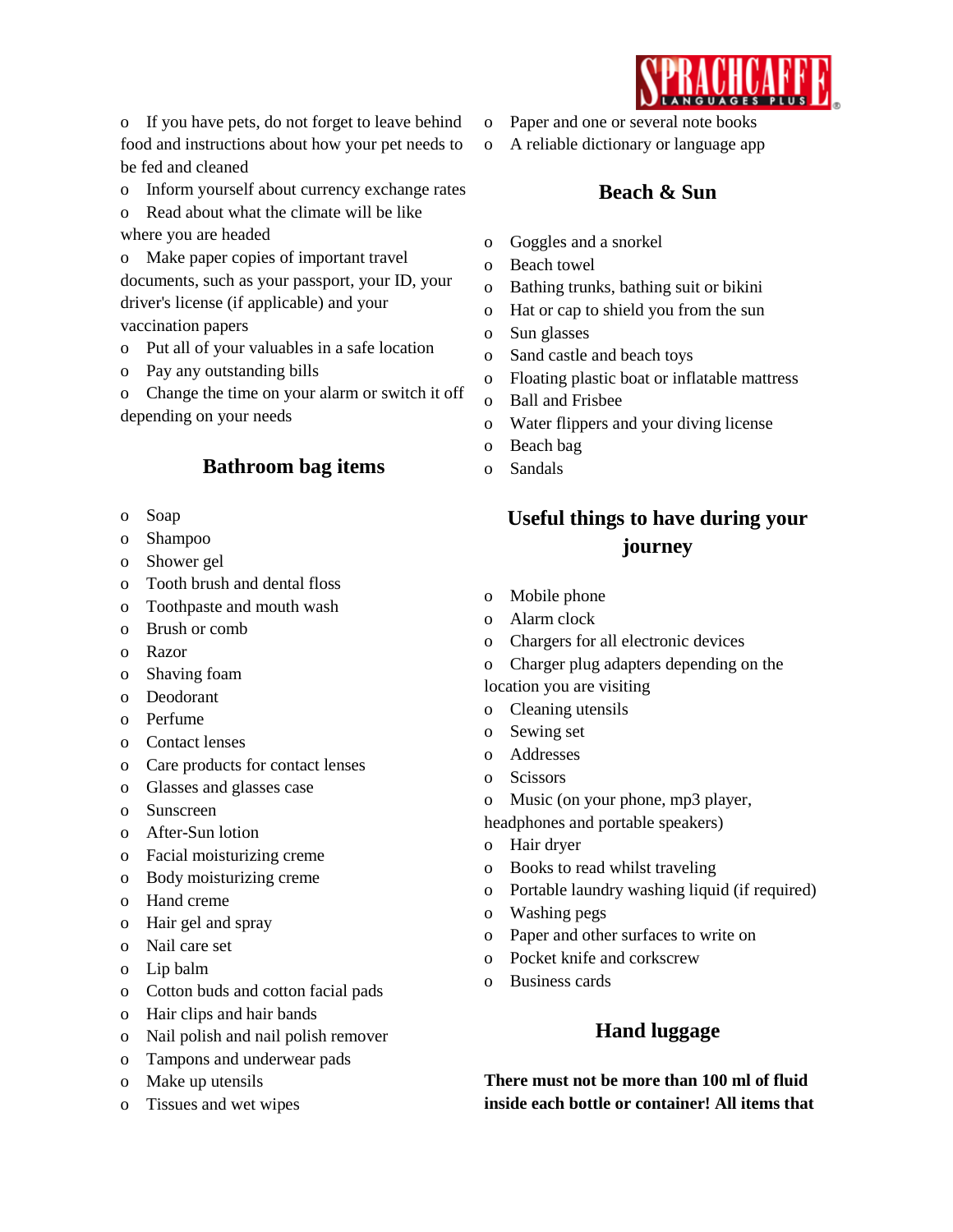- If you have pets, do not forget to leave behind food and instructions about how your pet needs to be fed and cleaned
- Inform yourself about currency exchange rates
- Read about what the climate will be like where you are headed
- Make paper copies of important travel documents, such as your passport, your ID, your driver's license (if applicable) and your vaccination papers
- Put all of your valuables in a safe location
- Pay any outstanding bills
- Change the time on your alarm or switch it off depending on your needs

## Bathroom bag items

- Soap
- Shampoo
- Shower gel
- Tooth brush and dental floss
- Toothpaste and mouth wash
- Brush or comb
- Razor
- Shaving foam
- Deodorant
- Perfume
- Contact lenses
- Care products for contact lenses
- Glasses and glasses case
- Sunscreen
- After-Sun lotion
- Facial moisturizing creme
- Body moisturizing creme
- Hand creme
- Hair gel and spray
- Nail care set
- Lip balm
- Cotton buds and cotton facial pads
- Hair clips and hair bands
- Nail polish and nail polish remover
- Tampons and underwear pads
- Make up utensils
- Tissues and wet wipes

- Paper and one or several note books
- A reliable dictionary or language app

## Beach & Sun

- Goggles and a snorkel
- Beach towel
- Bathing trunks, bathing suit or bikini
- Hat or cap to shield you from the sun
- Sun glasses
- Sand castle and beach toys
- Floating plastic boat or inflatable mattress
- Ball and Frisbee
- Water flippers and your diving license
- Beach bag
- Sandals

## Useful things to have during your journey

- Mobile phone
- Alarm clock
- Chargers for all electronic devices
- Charger plug adapters depending on the location you are visiting
- Cleaning utensils
- Sewing set
- Addresses
- Scissors
- Music (on your phone, mp3 player, headphones and portable speakers)
- Hair dryer
- Books to read whilst traveling
- Portable laundry washing liquid (if required)
- Washing pegs
- Paper and other surfaces to write on
- Pocket knife and corkscrew
- Business cards

## Hand luggage

**There must not be more than 100 ml of fluid inside each bottle or container! All items that**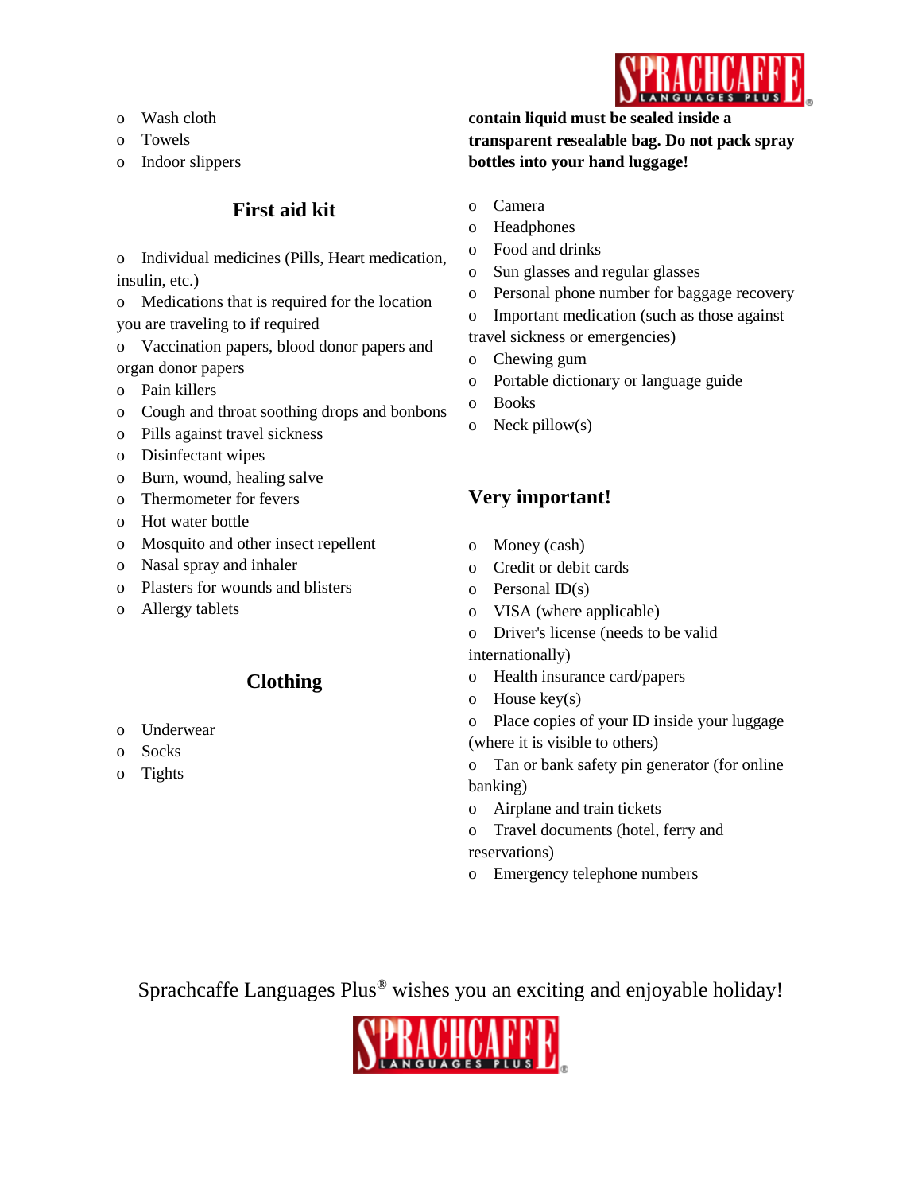- Wash cloth
- Towels
- Indoor slippers

## First aid kit

- Individual medicines (Pills, Heart medication, insulin, etc.)
- Medications that is required for the location you are traveling to if required
- Vaccination papers, blood donor papers and organ donor papers
- Pain killers
- Cough and throat soothing drops and bonbons
- Pills against travel sickness
- Disinfectant wipes
- Burn, wound, healing salve
- Thermometer for fevers
- Hot water bottle
- Mosquito and other insect repellent
- Nasal spray and inhaler
- Plasters for wounds and blisters
- Allergy tablets

## Clothing

- Underwear
- Socks
- Tights

**contain liquid must be sealed inside a transparent resealable bag. Do not pack spray bottles into your hand luggage!**

- Camera
- Headphones
- Food and drinks
- Sun glasses and regular glasses
- Personal phone number for baggage recovery
- Important medication (such as those against travel sickness or emergencies)
- Chewing gum
- Portable dictionary or language guide
- Books
- Neck pillow(s)

## Very important!

- Money (cash)
- Credit or debit cards
- Personal ID(s)
- VISA (where applicable)
- Driver's license (needs to be valid internationally)
- Health insurance card/papers
- House key(s)
- Place copies of your ID inside your luggage (where it is visible to others)
- Tan or bank safety pin generator (for online banking)
- Airplane and train tickets
- Travel documents (hotel, ferry and reservations)
- Emergency telephone numbers

Sprachcaffe Languages Plus® wishes you an exciting and enjoyable holiday!